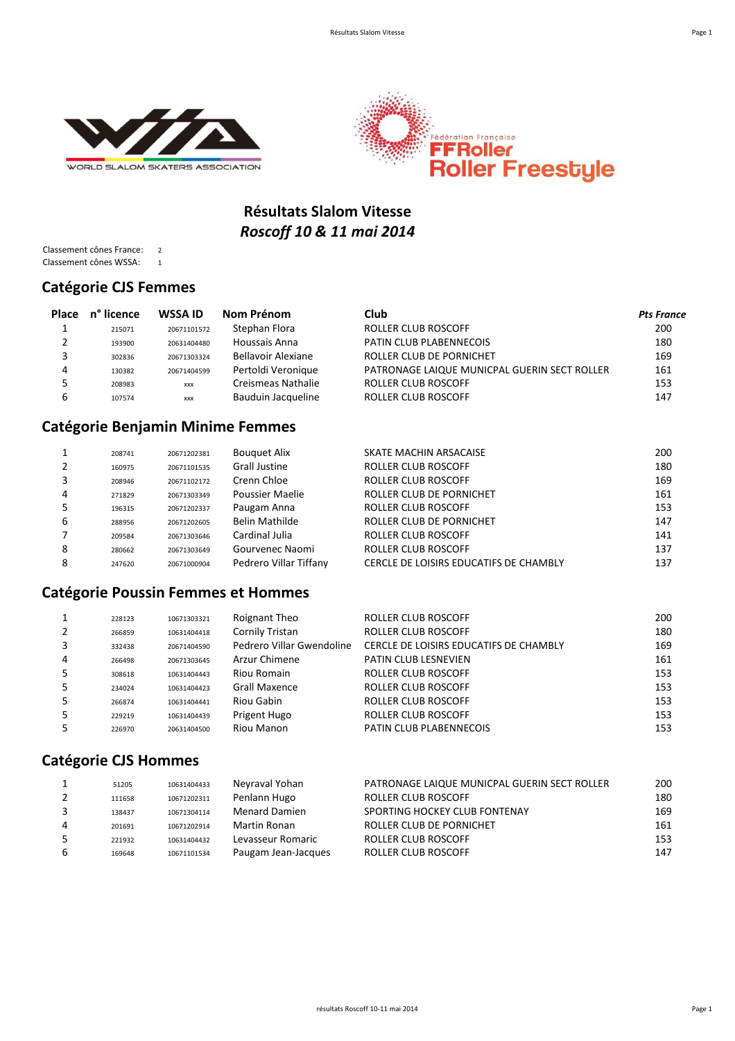# Résultats Slalom Vitesse

## *Roscoff 10 & 11 mai 2014*

Classement cônes France: 2
Classement cônes WSSA: 1

## Catégorie CJS Femmes

| Place | n° licence | WSSA ID | Nom Prénom | Club | *Pts France* |
|---|---|---|---|---|---|
| 1 | 215071 | 20671101572 | Stephan Flora | ROLLER CLUB ROSCOFF | 200 |
| 2 | 193900 | 20631404480 | Houssais Anna | PATIN CLUB PLABENNECOIS | 180 |
| 3 | 302836 | 20671303324 | Bellavoir Alexiane | ROLLER CLUB DE PORNICHET | 169 |
| 4 | 130382 | 20671404599 | Pertoldi Veronique | PATRONAGE LAIQUE MUNICPAL GUERIN SECT ROLLER | 161 |
| 5 | 208983 | xxx | Creismeas Nathalie | ROLLER CLUB ROSCOFF | 153 |
| 6 | 107574 | xxx | Bauduin Jacqueline | ROLLER CLUB ROSCOFF | 147 |

## Catégorie Benjamin Minime Femmes

| Place | n° licence | WSSA ID | Nom Prénom | Club | Pts France |
|---|---|---|---|---|---|
| 1 | 208741 | 20671202381 | Bouquet Alix | SKATE MACHIN ARSACAISE | 200 |
| 2 | 160975 | 20671101535 | Grall Justine | ROLLER CLUB ROSCOFF | 180 |
| 3 | 208946 | 20671102172 | Crenn Chloe | ROLLER CLUB ROSCOFF | 169 |
| 4 | 271829 | 20671303349 | Poussier Maelie | ROLLER CLUB DE PORNICHET | 161 |
| 5 | 196315 | 20671202337 | Paugam Anna | ROLLER CLUB ROSCOFF | 153 |
| 6 | 288956 | 20671202605 | Belin Mathilde | ROLLER CLUB DE PORNICHET | 147 |
| 7 | 209584 | 20671303646 | Cardinal Julia | ROLLER CLUB ROSCOFF | 141 |
| 8 | 280662 | 20671303649 | Gourvenec Naomi | ROLLER CLUB ROSCOFF | 137 |
| 8 | 247620 | 20671000904 | Pedrero Villar Tiffany | CERCLE DE LOISIRS EDUCATIFS DE CHAMBLY | 137 |

## Catégorie Poussin Femmes et Hommes

| Place | n° licence | WSSA ID | Nom Prénom | Club | Pts France |
|---|---|---|---|---|---|
| 1 | 228123 | 10671303321 | Roignant Theo | ROLLER CLUB ROSCOFF | 200 |
| 2 | 266859 | 10631404418 | Cornily Tristan | ROLLER CLUB ROSCOFF | 180 |
| 3 | 332438 | 20671404590 | Pedrero Villar Gwendoline | CERCLE DE LOISIRS EDUCATIFS DE CHAMBLY | 169 |
| 4 | 266498 | 20671303645 | Arzur Chimene | PATIN CLUB LESNEVIEN | 161 |
| 5 | 308618 | 10631404443 | Riou Romain | ROLLER CLUB ROSCOFF | 153 |
| 5 | 234024 | 10631404423 | Grall Maxence | ROLLER CLUB ROSCOFF | 153 |
| 5 | 266874 | 10631404441 | Riou Gabin | ROLLER CLUB ROSCOFF | 153 |
| 5 | 229219 | 10631404439 | Prigent Hugo | ROLLER CLUB ROSCOFF | 153 |
| 5 | 226970 | 20631404500 | Riou Manon | PATIN CLUB PLABENNECOIS | 153 |

## Catégorie CJS Hommes

| Place | n° licence | WSSA ID | Nom Prénom | Club | Pts France |
|---|---|---|---|---|---|
| 1 | 51205 | 10631404433 | Neyraval Yohan | PATRONAGE LAIQUE MUNICPAL GUERIN SECT ROLLER | 200 |
| 2 | 111658 | 10671202311 | Penlann Hugo | ROLLER CLUB ROSCOFF | 180 |
| 3 | 138437 | 10671304114 | Menard Damien | SPORTING HOCKEY CLUB FONTENAY | 169 |
| 4 | 201691 | 10671202914 | Martin Ronan | ROLLER CLUB DE PORNICHET | 161 |
| 5 | 221932 | 10631404432 | Levasseur Romaric | ROLLER CLUB ROSCOFF | 153 |
| 6 | 169648 | 10671101534 | Paugam Jean-Jacques | ROLLER CLUB ROSCOFF | 147 |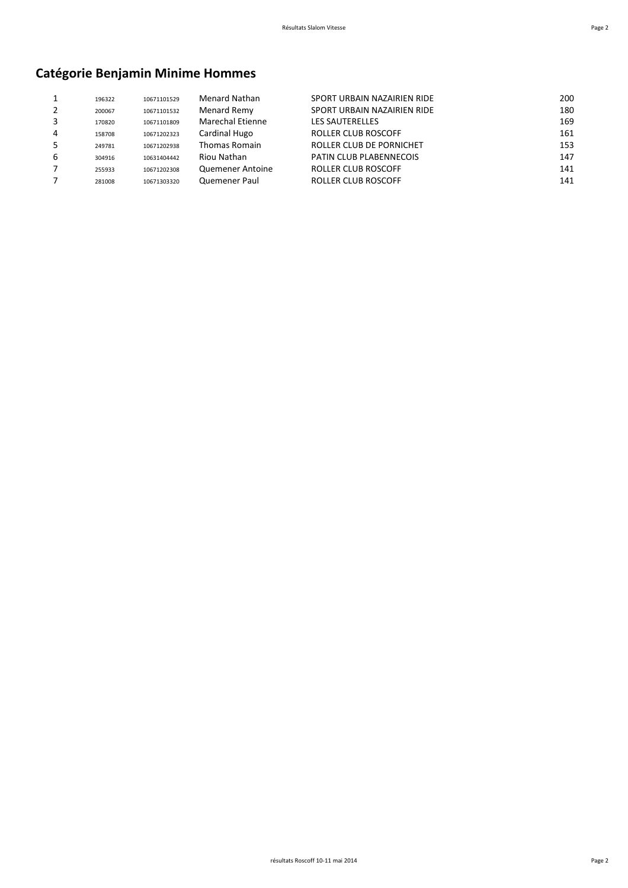# Catégorie Benjamin Minime Hommes

| | | | | | |
|---|---|---|---|---|---|
| 1 | 196322 | 10671101529 | Menard Nathan | SPORT URBAIN NAZAIRIEN RIDE | 200 |
| 2 | 200067 | 10671101532 | Menard Remy | SPORT URBAIN NAZAIRIEN RIDE | 180 |
| 3 | 170820 | 10671101809 | Marechal Etienne | LES SAUTERELLES | 169 |
| 4 | 158708 | 10671202323 | Cardinal Hugo | ROLLER CLUB ROSCOFF | 161 |
| 5 | 249781 | 10671202938 | Thomas Romain | ROLLER CLUB DE PORNICHET | 153 |
| 6 | 304916 | 10631404442 | Riou Nathan | PATIN CLUB PLABENNECOIS | 147 |
| 7 | 255933 | 10671202308 | Quemener Antoine | ROLLER CLUB ROSCOFF | 141 |
| 7 | 281008 | 10671303320 | Quemener Paul | ROLLER CLUB ROSCOFF | 141 |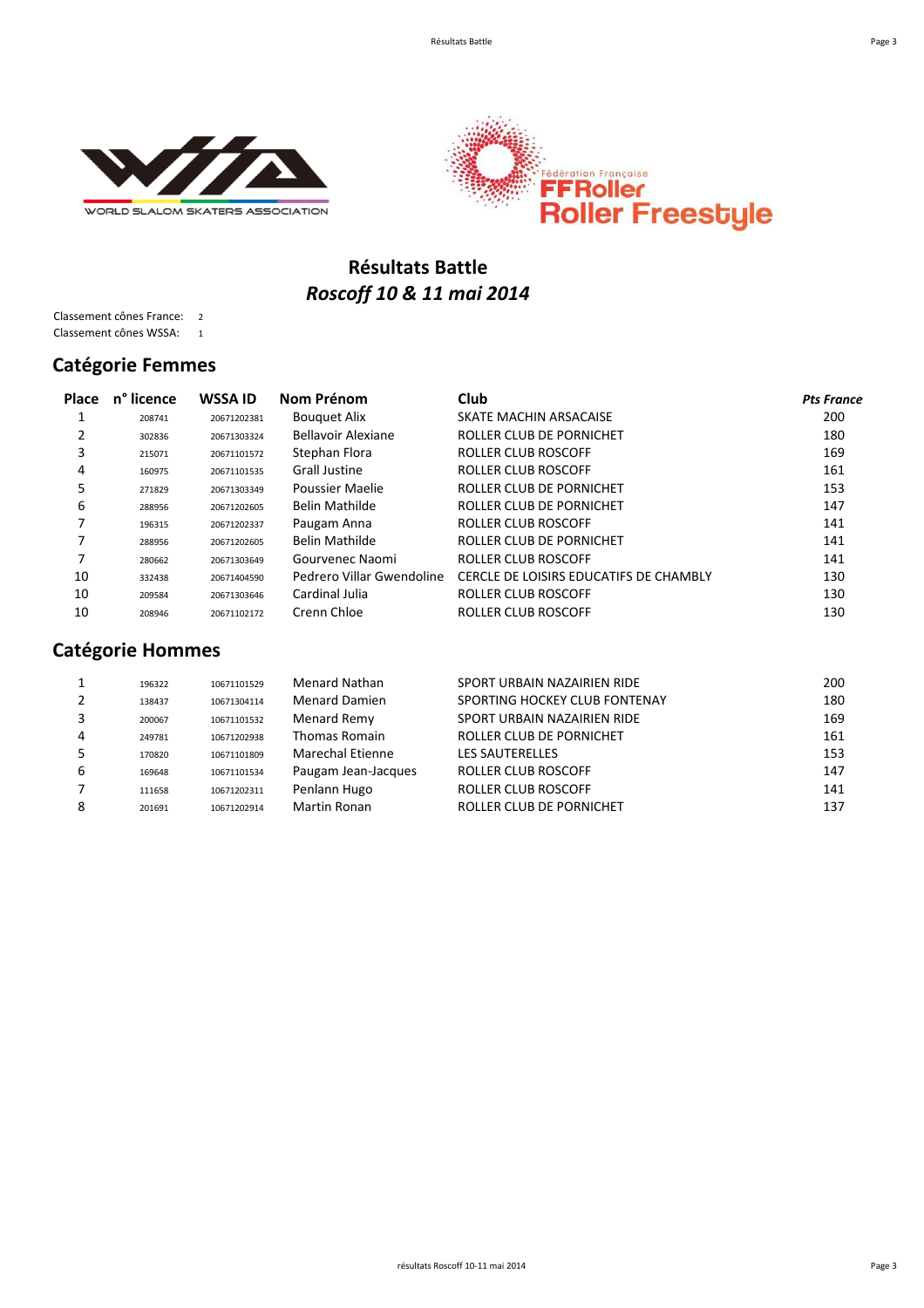# Résultats Battle

## *Roscoff 10 & 11 mai 2014*

Classement cônes France: 2
Classement cônes WSSA: 1

## Catégorie Femmes

| Place | n° licence | WSSA ID | Nom Prénom | Club | *Pts France* |
|---|---|---|---|---|---|
| 1 | 208741 | 20671202381 | Bouquet Alix | SKATE MACHIN ARSACAISE | 200 |
| 2 | 302836 | 20671303324 | Bellavoir Alexiane | ROLLER CLUB DE PORNICHET | 180 |
| 3 | 215071 | 20671101572 | Stephan Flora | ROLLER CLUB ROSCOFF | 169 |
| 4 | 160975 | 20671101535 | Grall Justine | ROLLER CLUB ROSCOFF | 161 |
| 5 | 271829 | 20671303349 | Poussier Maelie | ROLLER CLUB DE PORNICHET | 153 |
| 6 | 288956 | 20671202605 | Belin Mathilde | ROLLER CLUB DE PORNICHET | 147 |
| 7 | 196315 | 20671202337 | Paugam Anna | ROLLER CLUB ROSCOFF | 141 |
| 7 | 288956 | 20671202605 | Belin Mathilde | ROLLER CLUB DE PORNICHET | 141 |
| 7 | 280662 | 20671303649 | Gourvenec Naomi | ROLLER CLUB ROSCOFF | 141 |
| 10 | 332438 | 20671404590 | Pedrero Villar Gwendoline | CERCLE DE LOISIRS EDUCATIFS DE CHAMBLY | 130 |
| 10 | 209584 | 20671303646 | Cardinal Julia | ROLLER CLUB ROSCOFF | 130 |
| 10 | 208946 | 20671102172 | Crenn Chloe | ROLLER CLUB ROSCOFF | 130 |

## Catégorie Hommes

| Place | n° licence | WSSA ID | Nom Prénom | Club | *Pts France* |
|---|---|---|---|---|---|
| 1 | 196322 | 10671101529 | Menard Nathan | SPORT URBAIN NAZAIRIEN RIDE | 200 |
| 2 | 138437 | 10671304114 | Menard Damien | SPORTING HOCKEY CLUB FONTENAY | 180 |
| 3 | 200067 | 10671101532 | Menard Remy | SPORT URBAIN NAZAIRIEN RIDE | 169 |
| 4 | 249781 | 10671202938 | Thomas Romain | ROLLER CLUB DE PORNICHET | 161 |
| 5 | 170820 | 10671101809 | Marechal Etienne | LES SAUTERELLES | 153 |
| 6 | 169648 | 10671101534 | Paugam Jean-Jacques | ROLLER CLUB ROSCOFF | 147 |
| 7 | 111658 | 10671202311 | Penlann Hugo | ROLLER CLUB ROSCOFF | 141 |
| 8 | 201691 | 10671202914 | Martin Ronan | ROLLER CLUB DE PORNICHET | 137 |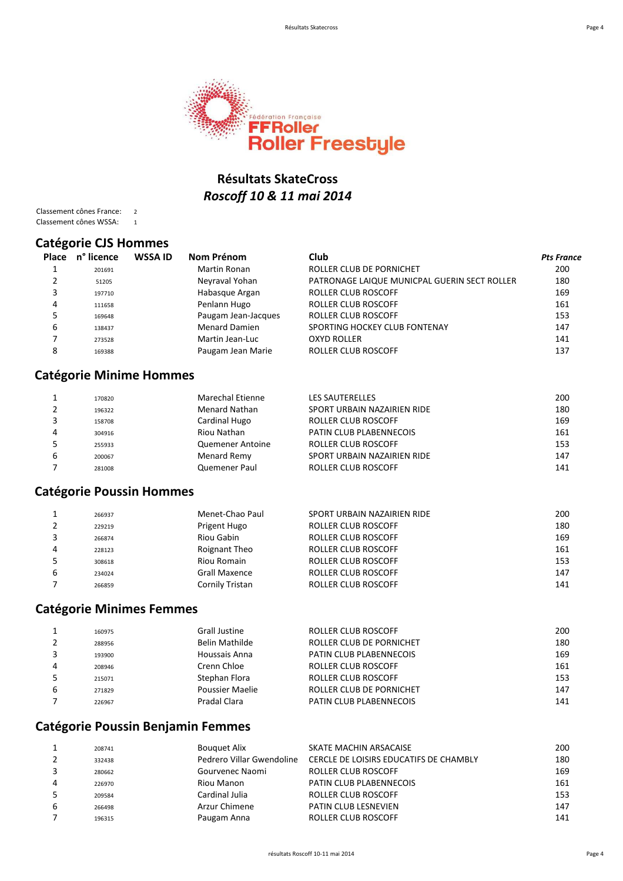# Résultats SkateCross

*Roscoff 10 & 11 mai 2014*

Classement cônes France: 2
Classement cônes WSSA: 1

## Catégorie CJS Hommes

| Place | n° licence | WSSA ID | Nom Prénom | Club | *Pts France* |
|---|---|---|---|---|---|
| 1 | 201691 | | Martin Ronan | ROLLER CLUB DE PORNICHET | 200 |
| 2 | 51205 | | Neyraval Yohan | PATRONAGE LAIQUE MUNICPAL GUERIN SECT ROLLER | 180 |
| 3 | 197710 | | Habasque Argan | ROLLER CLUB ROSCOFF | 169 |
| 4 | 111658 | | Penlann Hugo | ROLLER CLUB ROSCOFF | 161 |
| 5 | 169648 | | Paugam Jean-Jacques | ROLLER CLUB ROSCOFF | 153 |
| 6 | 138437 | | Menard Damien | SPORTING HOCKEY CLUB FONTENAY | 147 |
| 7 | 273528 | | Martin Jean-Luc | OXYD ROLLER | 141 |
| 8 | 169388 | | Paugam Jean Marie | ROLLER CLUB ROSCOFF | 137 |

## Catégorie Minime Hommes

| | | | | | |
|---|---|---|---|---|---|
| 1 | 170820 | | Marechal Etienne | LES SAUTERELLES | 200 |
| 2 | 196322 | | Menard Nathan | SPORT URBAIN NAZAIRIEN RIDE | 180 |
| 3 | 158708 | | Cardinal Hugo | ROLLER CLUB ROSCOFF | 169 |
| 4 | 304916 | | Riou Nathan | PATIN CLUB PLABENNECOIS | 161 |
| 5 | 255933 | | Quemener Antoine | ROLLER CLUB ROSCOFF | 153 |
| 6 | 200067 | | Menard Remy | SPORT URBAIN NAZAIRIEN RIDE | 147 |
| 7 | 281008 | | Quemener Paul | ROLLER CLUB ROSCOFF | 141 |

## Catégorie Poussin Hommes

| | | | | | |
|---|---|---|---|---|---|
| 1 | 266937 | | Menet-Chao Paul | SPORT URBAIN NAZAIRIEN RIDE | 200 |
| 2 | 229219 | | Prigent Hugo | ROLLER CLUB ROSCOFF | 180 |
| 3 | 266874 | | Riou Gabin | ROLLER CLUB ROSCOFF | 169 |
| 4 | 228123 | | Roignant Theo | ROLLER CLUB ROSCOFF | 161 |
| 5 | 308618 | | Riou Romain | ROLLER CLUB ROSCOFF | 153 |
| 6 | 234024 | | Grall Maxence | ROLLER CLUB ROSCOFF | 147 |
| 7 | 266859 | | Cornily Tristan | ROLLER CLUB ROSCOFF | 141 |

## Catégorie Minimes Femmes

| | | | | | |
|---|---|---|---|---|---|
| 1 | 160975 | | Grall Justine | ROLLER CLUB ROSCOFF | 200 |
| 2 | 288956 | | Belin Mathilde | ROLLER CLUB DE PORNICHET | 180 |
| 3 | 193900 | | Houssais Anna | PATIN CLUB PLABENNECOIS | 169 |
| 4 | 208946 | | Crenn Chloe | ROLLER CLUB ROSCOFF | 161 |
| 5 | 215071 | | Stephan Flora | ROLLER CLUB ROSCOFF | 153 |
| 6 | 271829 | | Poussier Maelie | ROLLER CLUB DE PORNICHET | 147 |
| 7 | 226967 | | Pradal Clara | PATIN CLUB PLABENNECOIS | 141 |

## Catégorie Poussin Benjamin Femmes

| | | | | | |
|---|---|---|---|---|---|
| 1 | 208741 | | Bouquet Alix | SKATE MACHIN ARSACAISE | 200 |
| 2 | 332438 | | Pedrero Villar Gwendoline | CERCLE DE LOISIRS EDUCATIFS DE CHAMBLY | 180 |
| 3 | 280662 | | Gourvenec Naomi | ROLLER CLUB ROSCOFF | 169 |
| 4 | 226970 | | Riou Manon | PATIN CLUB PLABENNECOIS | 161 |
| 5 | 209584 | | Cardinal Julia | ROLLER CLUB ROSCOFF | 153 |
| 6 | 266498 | | Arzur Chimene | PATIN CLUB LESNEVIEN | 147 |
| 7 | 196315 | | Paugam Anna | ROLLER CLUB ROSCOFF | 141 |